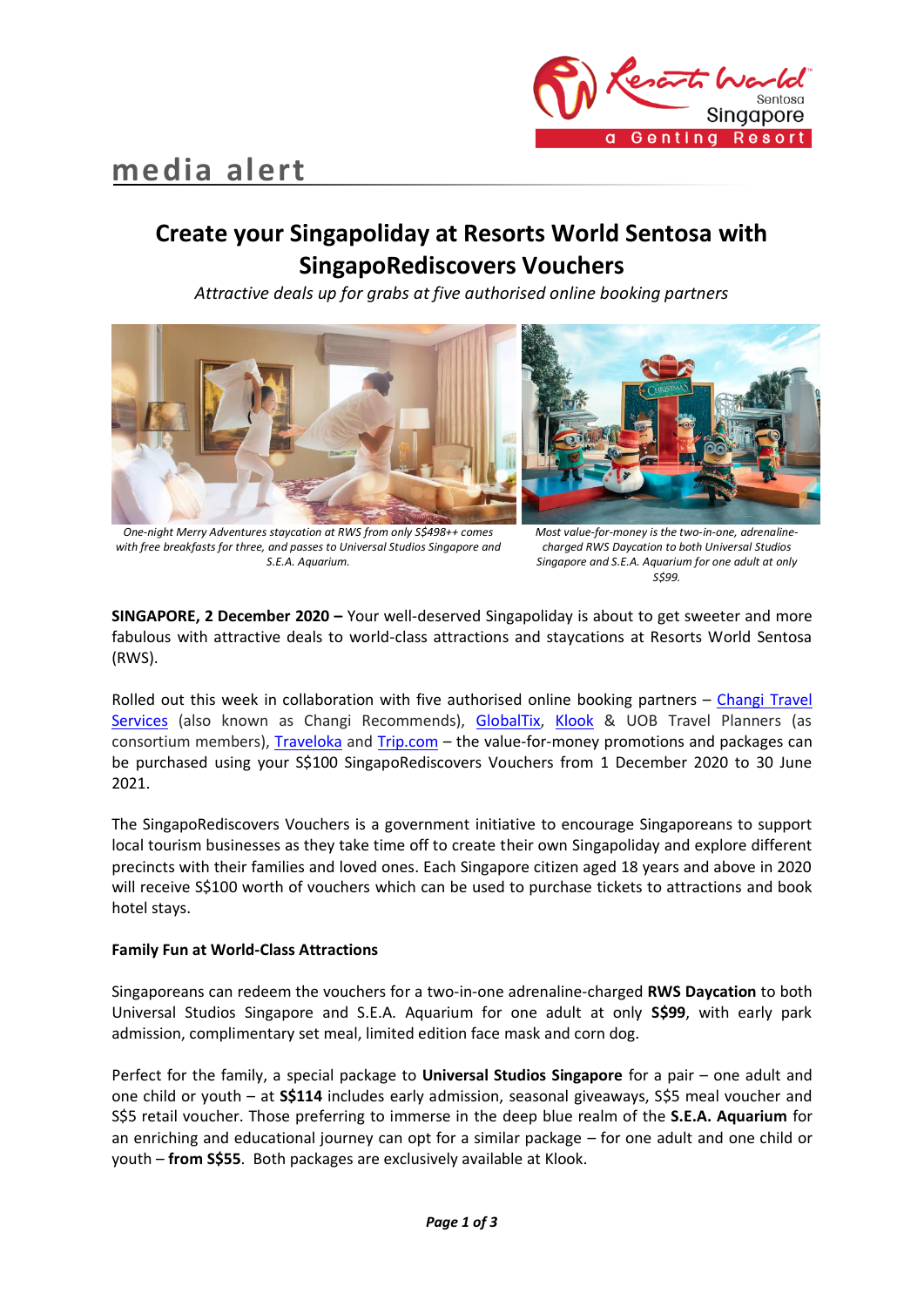media alert

# Create your Singapoliday at Resorts World Sentosa with SingapoRediscovers Vouchers

*Attractive deals up for grabs at five authorised online booking partners*

*One-night Merry Adventures staycation at RWS from only S$498++ comes with free breakfasts for three, and passes to Universal Studios Singapore and S.E.A. Aquarium.*

*Most value-for-money is the two-in-one, adrenaline-charged RWS Daycation to both Universal Studios Singapore and S.E.A. Aquarium for one adult at only S$99.*

**SINGAPORE, 2 December 2020 –** Your well-deserved Singapoliday is about to get sweeter and more fabulous with attractive deals to world-class attractions and staycations at Resorts World Sentosa (RWS).

Rolled out this week in collaboration with five authorised online booking partners – Changi Travel Services (also known as Changi Recommends), GlobalTix, Klook & UOB Travel Planners (as consortium members), Traveloka and Trip.com – the value-for-money promotions and packages can be purchased using your S$100 SingapoRediscovers Vouchers from 1 December 2020 to 30 June 2021.

The SingapoRediscovers Vouchers is a government initiative to encourage Singaporeans to support local tourism businesses as they take time off to create their own Singapoliday and explore different precincts with their families and loved ones. Each Singapore citizen aged 18 years and above in 2020 will receive S$100 worth of vouchers which can be used to purchase tickets to attractions and book hotel stays.

**Family Fun at World-Class Attractions**

Singaporeans can redeem the vouchers for a two-in-one adrenaline-charged **RWS Daycation** to both Universal Studios Singapore and S.E.A. Aquarium for one adult at only **S$99**, with early park admission, complimentary set meal, limited edition face mask and corn dog.

Perfect for the family, a special package to **Universal Studios Singapore** for a pair – one adult and one child or youth – at **S$114** includes early admission, seasonal giveaways, S$5 meal voucher and S$5 retail voucher. Those preferring to immerse in the deep blue realm of the **S.E.A. Aquarium** for an enriching and educational journey can opt for a similar package – for one adult and one child or youth – **from S$55**. Both packages are exclusively available at Klook.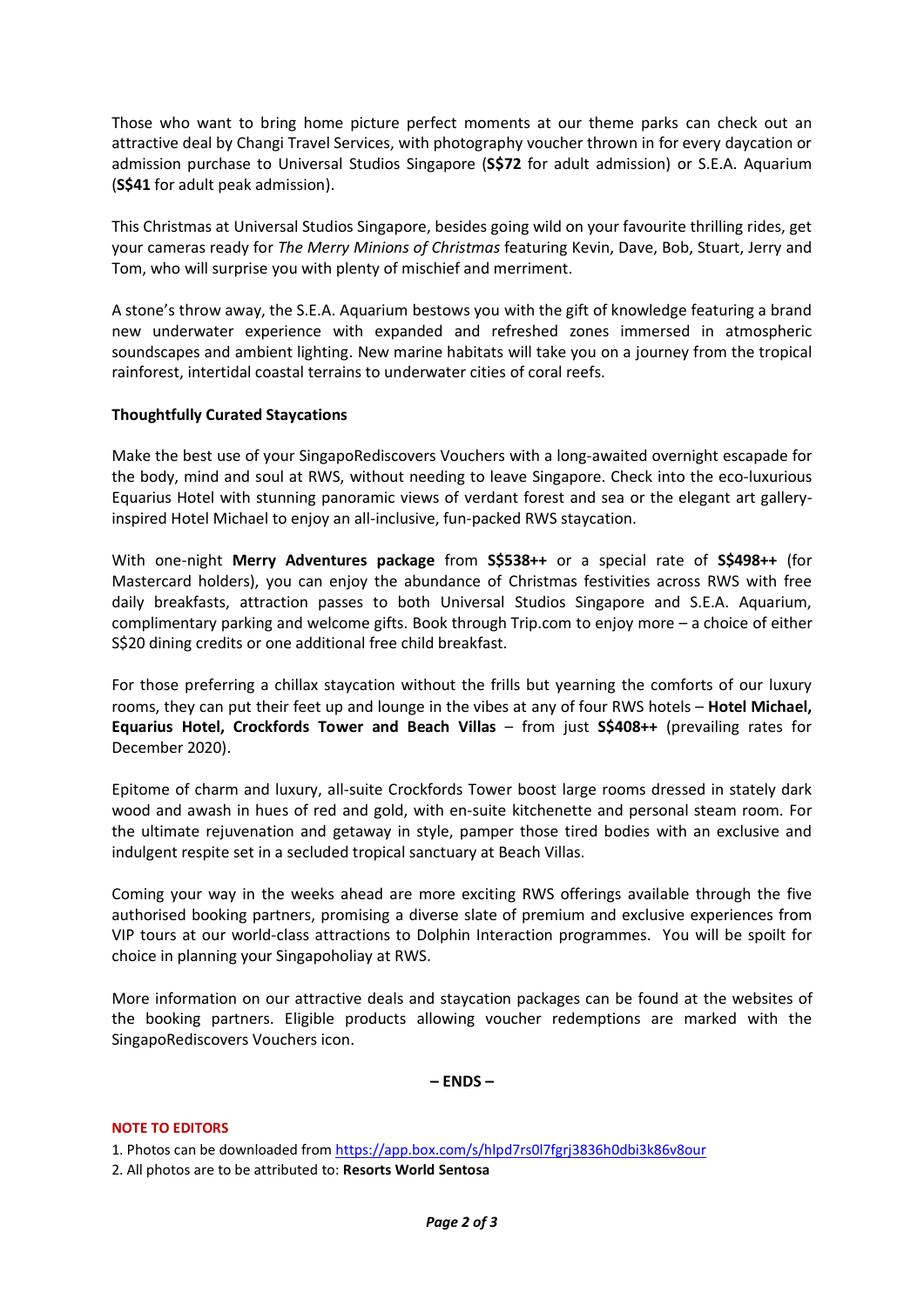Those who want to bring home picture perfect moments at our theme parks can check out an attractive deal by Changi Travel Services, with photography voucher thrown in for every daycation or admission purchase to Universal Studios Singapore (**S$72** for adult admission) or S.E.A. Aquarium (**S$41** for adult peak admission).

This Christmas at Universal Studios Singapore, besides going wild on your favourite thrilling rides, get your cameras ready for *The Merry Minions of Christmas* featuring Kevin, Dave, Bob, Stuart, Jerry and Tom, who will surprise you with plenty of mischief and merriment.

A stone's throw away, the S.E.A. Aquarium bestows you with the gift of knowledge featuring a brand new underwater experience with expanded and refreshed zones immersed in atmospheric soundscapes and ambient lighting. New marine habitats will take you on a journey from the tropical rainforest, intertidal coastal terrains to underwater cities of coral reefs.

**Thoughtfully Curated Staycations**

Make the best use of your SingapoRediscovers Vouchers with a long-awaited overnight escapade for the body, mind and soul at RWS, without needing to leave Singapore. Check into the eco-luxurious Equarius Hotel with stunning panoramic views of verdant forest and sea or the elegant art gallery-inspired Hotel Michael to enjoy an all-inclusive, fun-packed RWS staycation.

With one-night **Merry Adventures package** from **S$538++** or a special rate of **S$498++** (for Mastercard holders), you can enjoy the abundance of Christmas festivities across RWS with free daily breakfasts, attraction passes to both Universal Studios Singapore and S.E.A. Aquarium, complimentary parking and welcome gifts. Book through Trip.com to enjoy more – a choice of either S$20 dining credits or one additional free child breakfast.

For those preferring a chillax staycation without the frills but yearning the comforts of our luxury rooms, they can put their feet up and lounge in the vibes at any of four RWS hotels – **Hotel Michael, Equarius Hotel, Crockfords Tower and Beach Villas** – from just **S$408++** (prevailing rates for December 2020).

Epitome of charm and luxury, all-suite Crockfords Tower boost large rooms dressed in stately dark wood and awash in hues of red and gold, with en-suite kitchenette and personal steam room. For the ultimate rejuvenation and getaway in style, pamper those tired bodies with an exclusive and indulgent respite set in a secluded tropical sanctuary at Beach Villas.

Coming your way in the weeks ahead are more exciting RWS offerings available through the five authorised booking partners, promising a diverse slate of premium and exclusive experiences from VIP tours at our world-class attractions to Dolphin Interaction programmes. You will be spoilt for choice in planning your Singapoholiay at RWS.

More information on our attractive deals and staycation packages can be found at the websites of the booking partners. Eligible products allowing voucher redemptions are marked with the SingapoRediscovers Vouchers icon.

**– ENDS –**

**NOTE TO EDITORS**

1. Photos can be downloaded from https://app.box.com/s/hlpd7rs0l7fgrj3836h0dbi3k86v8our
2. All photos are to be attributed to: **Resorts World Sentosa**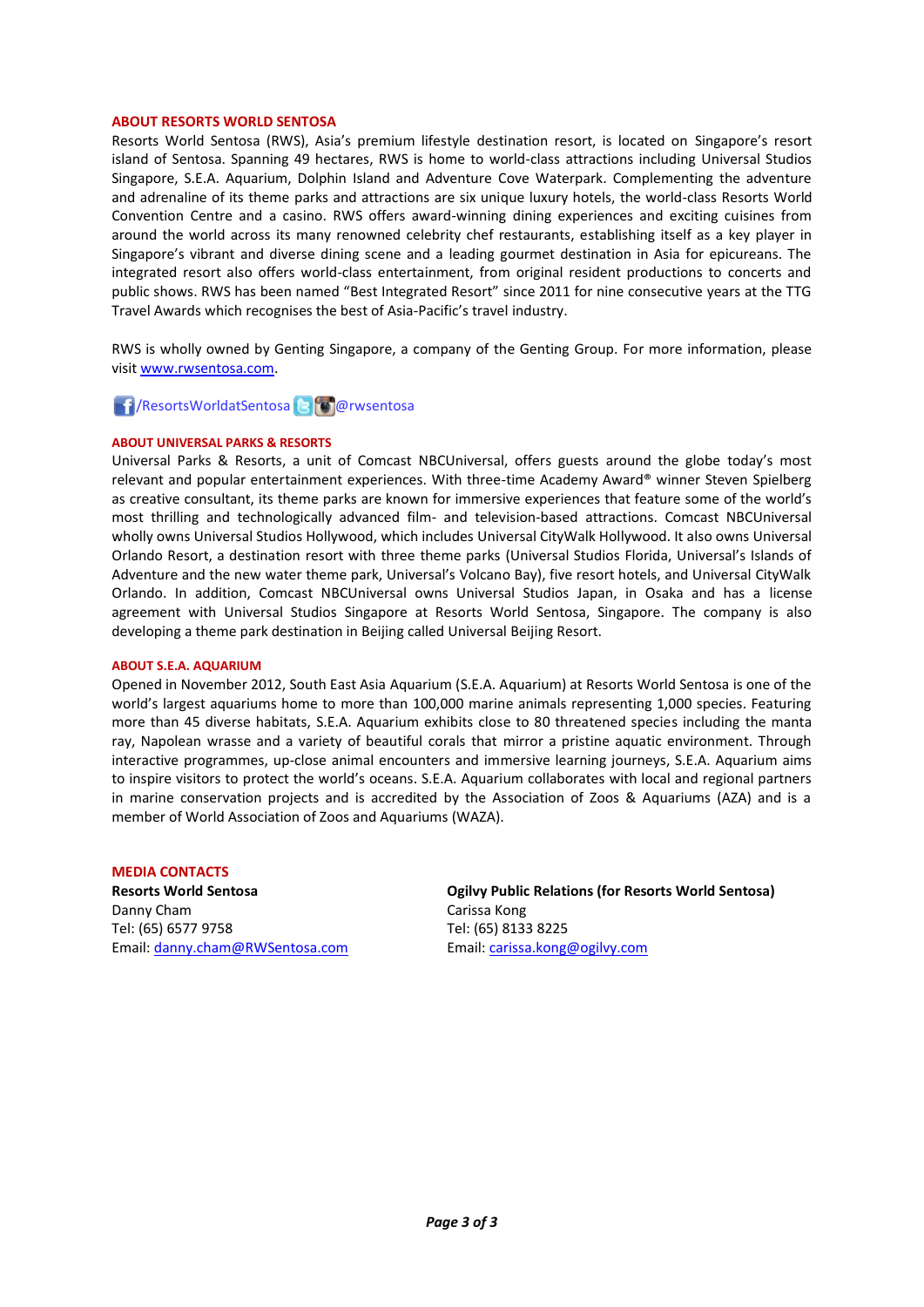## ABOUT RESORTS WORLD SENTOSA

Resorts World Sentosa (RWS), Asia's premium lifestyle destination resort, is located on Singapore's resort island of Sentosa. Spanning 49 hectares, RWS is home to world-class attractions including Universal Studios Singapore, S.E.A. Aquarium, Dolphin Island and Adventure Cove Waterpark. Complementing the adventure and adrenaline of its theme parks and attractions are six unique luxury hotels, the world-class Resorts World Convention Centre and a casino. RWS offers award-winning dining experiences and exciting cuisines from around the world across its many renowned celebrity chef restaurants, establishing itself as a key player in Singapore's vibrant and diverse dining scene and a leading gourmet destination in Asia for epicureans. The integrated resort also offers world-class entertainment, from original resident productions to concerts and public shows. RWS has been named "Best Integrated Resort" since 2011 for nine consecutive years at the TTG Travel Awards which recognises the best of Asia-Pacific's travel industry.

RWS is wholly owned by Genting Singapore, a company of the Genting Group. For more information, please visit www.rwsentosa.com.

/ResortsWorldatSentosa @rwsentosa

## ABOUT UNIVERSAL PARKS & RESORTS

Universal Parks & Resorts, a unit of Comcast NBCUniversal, offers guests around the globe today's most relevant and popular entertainment experiences. With three-time Academy Award® winner Steven Spielberg as creative consultant, its theme parks are known for immersive experiences that feature some of the world's most thrilling and technologically advanced film- and television-based attractions. Comcast NBCUniversal wholly owns Universal Studios Hollywood, which includes Universal CityWalk Hollywood. It also owns Universal Orlando Resort, a destination resort with three theme parks (Universal Studios Florida, Universal's Islands of Adventure and the new water theme park, Universal's Volcano Bay), five resort hotels, and Universal CityWalk Orlando. In addition, Comcast NBCUniversal owns Universal Studios Japan, in Osaka and has a license agreement with Universal Studios Singapore at Resorts World Sentosa, Singapore. The company is also developing a theme park destination in Beijing called Universal Beijing Resort.

## ABOUT S.E.A. AQUARIUM

Opened in November 2012, South East Asia Aquarium (S.E.A. Aquarium) at Resorts World Sentosa is one of the world's largest aquariums home to more than 100,000 marine animals representing 1,000 species. Featuring more than 45 diverse habitats, S.E.A. Aquarium exhibits close to 80 threatened species including the manta ray, Napolean wrasse and a variety of beautiful corals that mirror a pristine aquatic environment. Through interactive programmes, up-close animal encounters and immersive learning journeys, S.E.A. Aquarium aims to inspire visitors to protect the world's oceans. S.E.A. Aquarium collaborates with local and regional partners in marine conservation projects and is accredited by the Association of Zoos & Aquariums (AZA) and is a member of World Association of Zoos and Aquariums (WAZA).

## MEDIA CONTACTS

**Resorts World Sentosa**
Danny Cham
Tel: (65) 6577 9758
Email: danny.cham@RWSentosa.com

**Ogilvy Public Relations (for Resorts World Sentosa)**
Carissa Kong
Tel: (65) 8133 8225
Email: carissa.kong@ogilvy.com